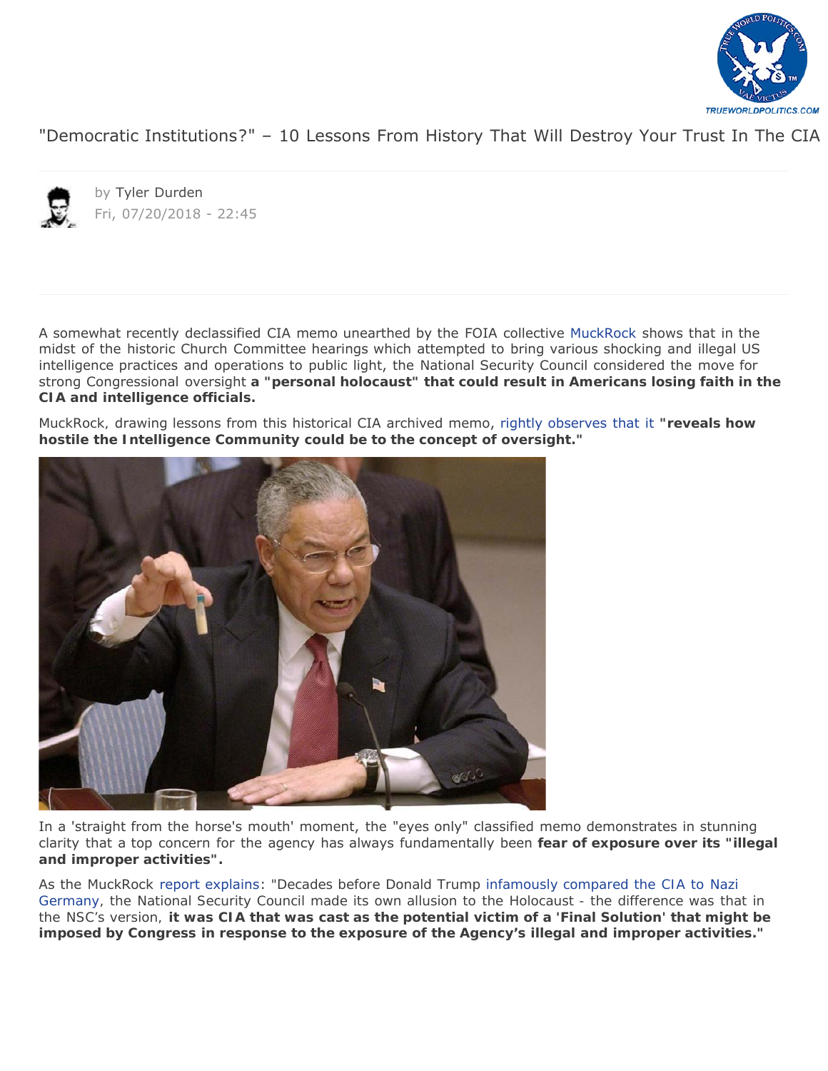# "Democratic Institutions?" – 10 Lessons From History That Will Destroy Your Trust In The CIA

by Tyler Durden
Fri, 07/20/2018 - 22:45

A somewhat recently declassified CIA memo unearthed by the FOIA collective MuckRock shows that in the midst of the historic Church Committee hearings which attempted to bring various shocking and illegal US intelligence practices and operations to public light, the National Security Council considered the move for strong Congressional oversight **a "personal holocaust" that could result in Americans losing faith in the CIA and intelligence officials.**

MuckRock, drawing lessons from this historical CIA archived memo, rightly observes that it **"reveals how hostile the Intelligence Community could be to the concept of oversight."**

In a 'straight from the horse's mouth' moment, the "eyes only" classified memo demonstrates in stunning clarity that a top concern for the agency has always fundamentally been **fear of exposure over its "illegal and improper activities".**

As the MuckRock report explains: "Decades before Donald Trump infamously compared the CIA to Nazi Germany, the National Security Council made its own allusion to the Holocaust - the difference was that in the NSC's version, **it was CIA that was cast as the potential victim of a 'Final Solution' that might be imposed by Congress in response to the exposure of the Agency's illegal and improper activities."**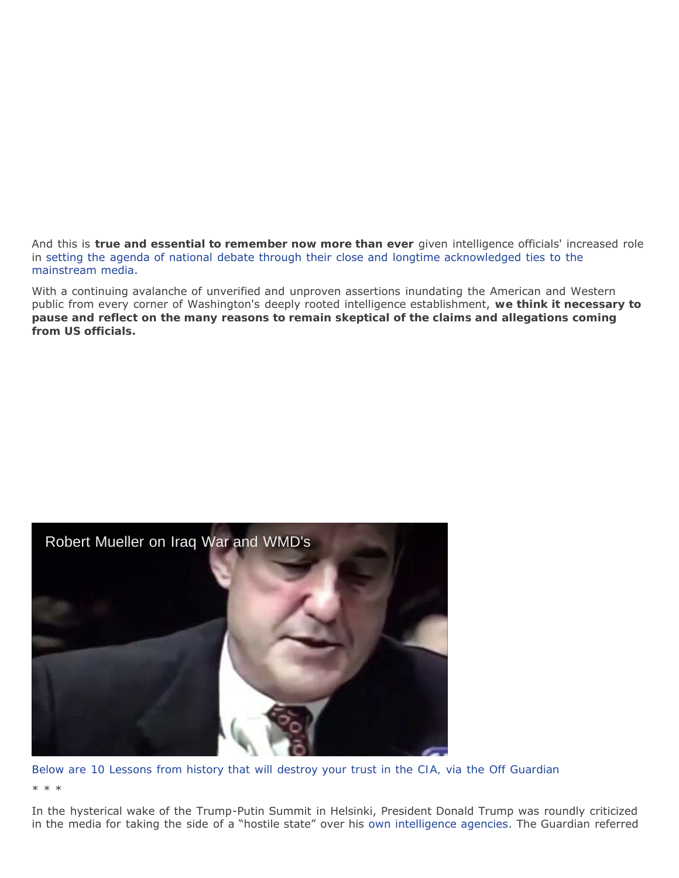And this is **true and essential to remember now more than ever** given intelligence officials' increased role in setting the agenda of national debate through their close and longtime acknowledged ties to the mainstream media.

With a continuing avalanche of unverified and unproven assertions inundating the American and Western public from every corner of Washington's deeply rooted intelligence establishment, **we think it necessary to pause and reflect on the many reasons to remain skeptical of the claims and allegations coming from US officials.**

Robert Mueller on Iraq War and WMD's

Below are 10 Lessons from history that will destroy your trust in the CIA, via the Off Guardian

* * *

In the hysterical wake of the Trump-Putin Summit in Helsinki, President Donald Trump was roundly criticized in the media for taking the side of a "hostile state" over his own intelligence agencies. The Guardian referred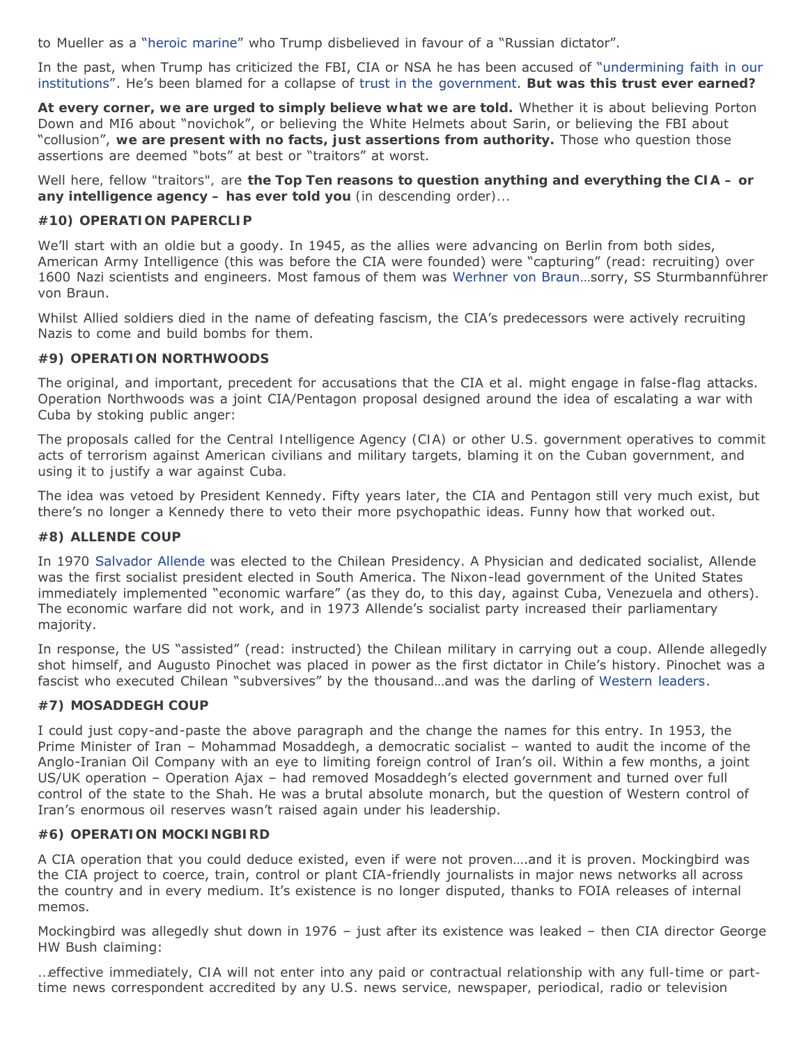to Mueller as a "heroic marine" who Trump disbelieved in favour of a "Russian dictator".

In the past, when Trump has criticized the FBI, CIA or NSA he has been accused of "undermining faith in our institutions". He's been blamed for a collapse of trust in the government. **But was this trust ever earned?**

**At every corner, we are urged to simply believe what we are told.** Whether it is about believing Porton Down and MI6 about "novichok", or believing the White Helmets about Sarin, or believing the FBI about "collusion", **we are present with no facts, just assertions from authority.** Those who question those assertions are deemed "bots" at best or "traitors" at worst.

Well here, fellow "traitors", are **the Top Ten reasons to question anything and everything the CIA – or any intelligence agency – has ever told you** (in descending order)...

### #10) OPERATION PAPERCLIP

We'll start with an oldie but a goody. In 1945, as the allies were advancing on Berlin from both sides, American Army Intelligence (this was before the CIA were founded) were "capturing" (read: recruiting) over 1600 Nazi scientists and engineers. Most famous of them was Werhner von Braun…sorry, SS Sturmbannführer von Braun.

Whilst Allied soldiers died in the name of defeating fascism, the CIA's predecessors were actively recruiting Nazis to come and build bombs for them.

### #9) OPERATION NORTHWOODS

The original, and important, precedent for accusations that the CIA et al. might engage in false-flag attacks. Operation Northwoods was a joint CIA/Pentagon proposal designed around the idea of escalating a war with Cuba by stoking public anger:

The proposals called for the Central Intelligence Agency (CIA) or other U.S. government operatives to commit acts of terrorism against American civilians and military targets, blaming it on the Cuban government, and using it to justify a war against Cuba.

The idea was vetoed by President Kennedy. Fifty years later, the CIA and Pentagon still very much exist, but there's no longer a Kennedy there to veto their more psychopathic ideas. Funny how that worked out.

### #8) ALLENDE COUP

In 1970 Salvador Allende was elected to the Chilean Presidency. A Physician and dedicated socialist, Allende was the first socialist president elected in South America. The Nixon-lead government of the United States immediately implemented "economic warfare" (as they do, to this day, against Cuba, Venezuela and others). The economic warfare did not work, and in 1973 Allende's socialist party increased their parliamentary majority.

In response, the US "assisted" (read: instructed) the Chilean military in carrying out a coup. Allende allegedly shot himself, and Augusto Pinochet was placed in power as the first dictator in Chile's history. Pinochet was a fascist who executed Chilean "subversives" by the thousand…and was the darling of Western leaders.

### #7) MOSADDEGH COUP

I could just copy-and-paste the above paragraph and the change the names for this entry. In 1953, the Prime Minister of Iran – Mohammad Mosaddegh, a democratic socialist – wanted to audit the income of the Anglo-Iranian Oil Company with an eye to limiting foreign control of Iran's oil. Within a few months, a joint US/UK operation – Operation Ajax – had removed Mosaddegh's elected government and turned over full control of the state to the Shah. He was a brutal absolute monarch, but the question of Western control of Iran's enormous oil reserves wasn't raised again under his leadership.

### #6) OPERATION MOCKINGBIRD

A CIA operation that you could deduce existed, even if were not proven….and it is proven. Mockingbird was the CIA project to coerce, train, control or plant CIA-friendly journalists in major news networks all across the country and in every medium. It's existence is no longer disputed, thanks to FOIA releases of internal memos.

Mockingbird was allegedly shut down in 1976 – just after its existence was leaked – then CIA director George HW Bush claiming:

…effective immediately, CIA will not enter into any paid or contractual relationship with any full-time or part-time news correspondent accredited by any U.S. news service, newspaper, periodical, radio or television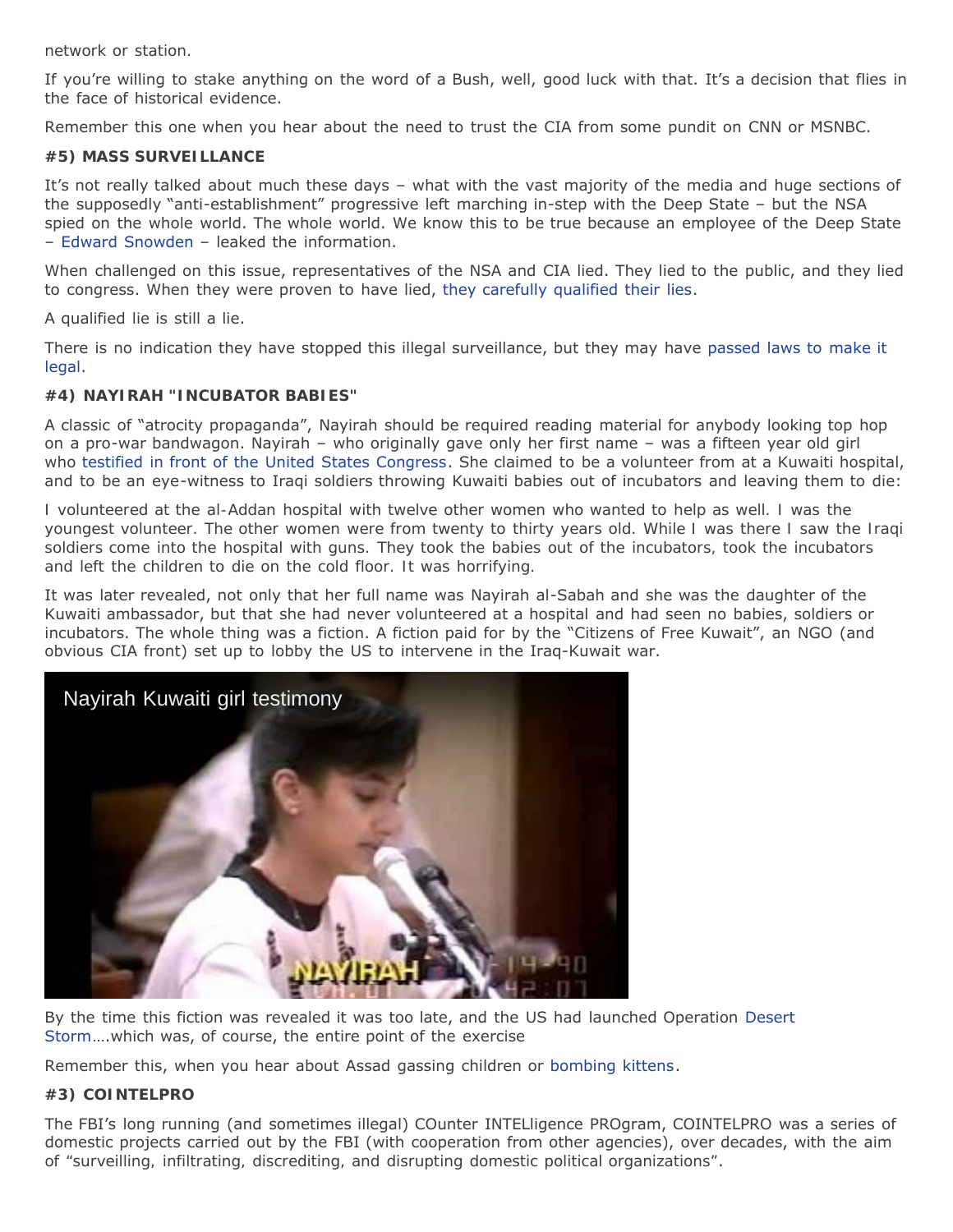network or station.

If you're willing to stake anything on the word of a Bush, well, good luck with that. It's a decision that flies in the face of historical evidence.

Remember this one when you hear about the need to trust the CIA from some pundit on CNN or MSNBC.

#### #5) MASS SURVEILLANCE

It's not really talked about much these days – what with the vast majority of the media and huge sections of the supposedly "anti-establishment" progressive left marching in-step with the Deep State – but the NSA spied on the whole world. The whole world. We know this to be true because an employee of the Deep State – Edward Snowden – leaked the information.

When challenged on this issue, representatives of the NSA and CIA lied. They lied to the public, and they lied to congress. When they were proven to have lied, they carefully qualified their lies.

A qualified lie is still a lie.

There is no indication they have stopped this illegal surveillance, but they may have passed laws to make it legal.

#### #4) NAYIRAH "INCUBATOR BABIES"

A classic of "atrocity propaganda", Nayirah should be required reading material for anybody looking top hop on a pro-war bandwagon. Nayirah – who originally gave only her first name – was a fifteen year old girl who testified in front of the United States Congress. She claimed to be a volunteer from at a Kuwaiti hospital, and to be an eye-witness to Iraqi soldiers throwing Kuwaiti babies out of incubators and leaving them to die:

I volunteered at the al-Addan hospital with twelve other women who wanted to help as well. I was the youngest volunteer. The other women were from twenty to thirty years old. While I was there I saw the Iraqi soldiers come into the hospital with guns. They took the babies out of the incubators, took the incubators and left the children to die on the cold floor. It was horrifying.

It was later revealed, not only that her full name was Nayirah al-Sabah and she was the daughter of the Kuwaiti ambassador, but that she had never volunteered at a hospital and had seen no babies, soldiers or incubators. The whole thing was a fiction. A fiction paid for by the "Citizens of Free Kuwait", an NGO (and obvious CIA front) set up to lobby the US to intervene in the Iraq-Kuwait war.

By the time this fiction was revealed it was too late, and the US had launched Operation Desert Storm....which was, of course, the entire point of the exercise

Remember this, when you hear about Assad gassing children or bombing kittens.

#### #3) COINTELPRO

The FBI's long running (and sometimes illegal) COunter INTELligence PROgram, COINTELPRO was a series of domestic projects carried out by the FBI (with cooperation from other agencies), over decades, with the aim of "surveilling, infiltrating, discrediting, and disrupting domestic political organizations".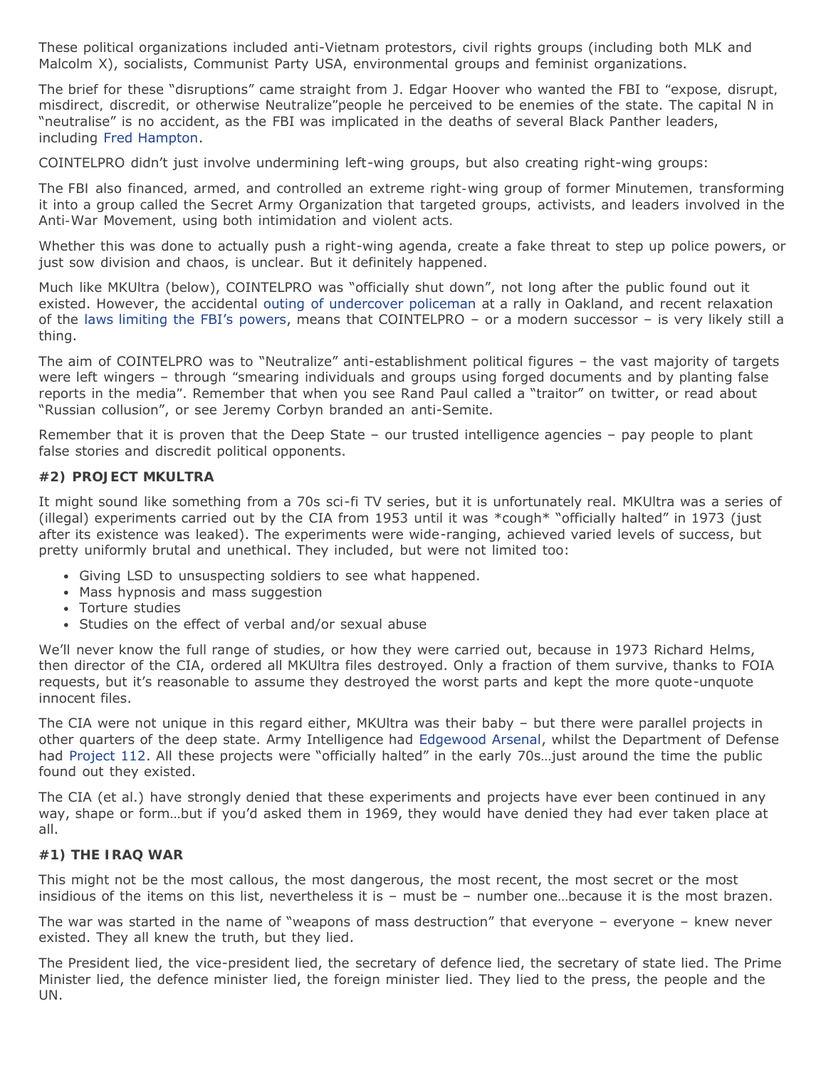These political organizations included anti-Vietnam protestors, civil rights groups (including both MLK and Malcolm X), socialists, Communist Party USA, environmental groups and feminist organizations.

The brief for these "disruptions" came straight from J. Edgar Hoover who wanted the FBI to "expose, disrupt, misdirect, discredit, or otherwise Neutralize"people he perceived to be enemies of the state. The capital N in "neutralise" is no accident, as the FBI was implicated in the deaths of several Black Panther leaders, including Fred Hampton.

COINTELPRO didn't just involve undermining left-wing groups, but also creating right-wing groups:

The FBI also financed, armed, and controlled an extreme right-wing group of former Minutemen, transforming it into a group called the Secret Army Organization that targeted groups, activists, and leaders involved in the Anti-War Movement, using both intimidation and violent acts.

Whether this was done to actually push a right-wing agenda, create a fake threat to step up police powers, or just sow division and chaos, is unclear. But it definitely happened.

Much like MKUltra (below), COINTELPRO was "officially shut down", not long after the public found out it existed. However, the accidental outing of undercover policeman at a rally in Oakland, and recent relaxation of the laws limiting the FBI's powers, means that COINTELPRO – or a modern successor – is very likely still a thing.

The aim of COINTELPRO was to "Neutralize" anti-establishment political figures – the vast majority of targets were left wingers – through "smearing individuals and groups using forged documents and by planting false reports in the media". Remember that when you see Rand Paul called a "traitor" on twitter, or read about "Russian collusion", or see Jeremy Corbyn branded an anti-Semite.

Remember that it is proven that the Deep State – our trusted intelligence agencies – pay people to plant false stories and discredit political opponents.

#### #2) PROJECT MKULTRA

It might sound like something from a 70s sci-fi TV series, but it is unfortunately real. MKUltra was a series of (illegal) experiments carried out by the CIA from 1953 until it was *cough* "officially halted" in 1973 (just after its existence was leaked). The experiments were wide-ranging, achieved varied levels of success, but pretty uniformly brutal and unethical. They included, but were not limited too:

- Giving LSD to unsuspecting soldiers to see what happened.
- Mass hypnosis and mass suggestion
- Torture studies
- Studies on the effect of verbal and/or sexual abuse

We'll never know the full range of studies, or how they were carried out, because in 1973 Richard Helms, then director of the CIA, ordered all MKUltra files destroyed. Only a fraction of them survive, thanks to FOIA requests, but it's reasonable to assume they destroyed the worst parts and kept the more quote-unquote innocent files.

The CIA were not unique in this regard either, MKUltra was their baby – but there were parallel projects in other quarters of the deep state. Army Intelligence had Edgewood Arsenal, whilst the Department of Defense had Project 112. All these projects were "officially halted" in the early 70s…just around the time the public found out they existed.

The CIA (et al.) have strongly denied that these experiments and projects have ever been continued in any way, shape or form…but if you'd asked them in 1969, they would have denied they had ever taken place at all.

#### #1) THE IRAQ WAR

This might not be the most callous, the most dangerous, the most recent, the most secret or the most insidious of the items on this list, nevertheless it is – must be – number one…because it is the most brazen.

The war was started in the name of "weapons of mass destruction" that everyone – everyone – knew never existed. They all knew the truth, but they lied.

The President lied, the vice-president lied, the secretary of defence lied, the secretary of state lied. The Prime Minister lied, the defence minister lied, the foreign minister lied. They lied to the press, the people and the UN.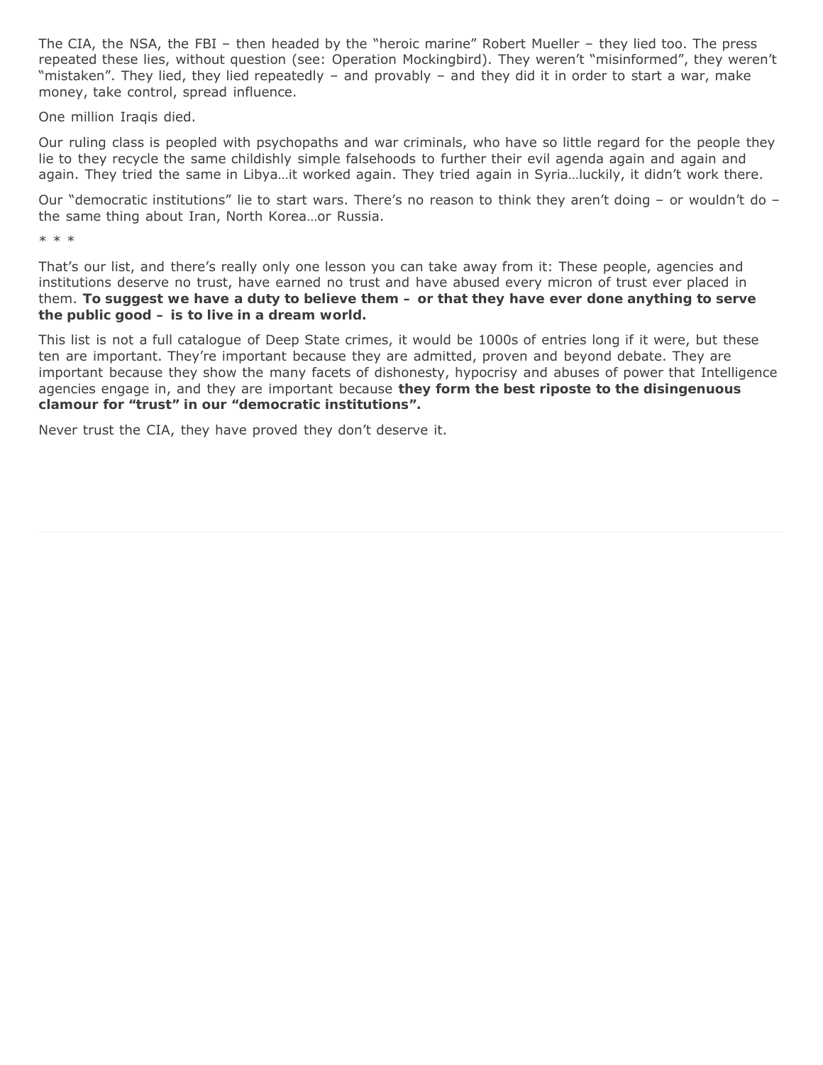The CIA, the NSA, the FBI – then headed by the "heroic marine" Robert Mueller – they lied too. The press repeated these lies, without question (see: Operation Mockingbird). They weren't "misinformed", they weren't "mistaken". They lied, they lied repeatedly – and provably – and they did it in order to start a war, make money, take control, spread influence.

One million Iraqis died.

Our ruling class is peopled with psychopaths and war criminals, who have so little regard for the people they lie to they recycle the same childishly simple falsehoods to further their evil agenda again and again and again. They tried the same in Libya…it worked again. They tried again in Syria…luckily, it didn't work there.

Our "democratic institutions" lie to start wars. There's no reason to think they aren't doing – or wouldn't do – the same thing about Iran, North Korea…or Russia.

* * *

That's our list, and there's really only one lesson you can take away from it: These people, agencies and institutions deserve no trust, have earned no trust and have abused every micron of trust ever placed in them. **To suggest we have a duty to believe them – or that they have ever done anything to serve the public good – is to live in a dream world.**

This list is not a full catalogue of Deep State crimes, it would be 1000s of entries long if it were, but these ten are important. They're important because they are admitted, proven and beyond debate. They are important because they show the many facets of dishonesty, hypocrisy and abuses of power that Intelligence agencies engage in, and they are important because **they form the best riposte to the disingenuous clamour for "trust" in our "democratic institutions".**

Never trust the CIA, they have proved they don't deserve it.